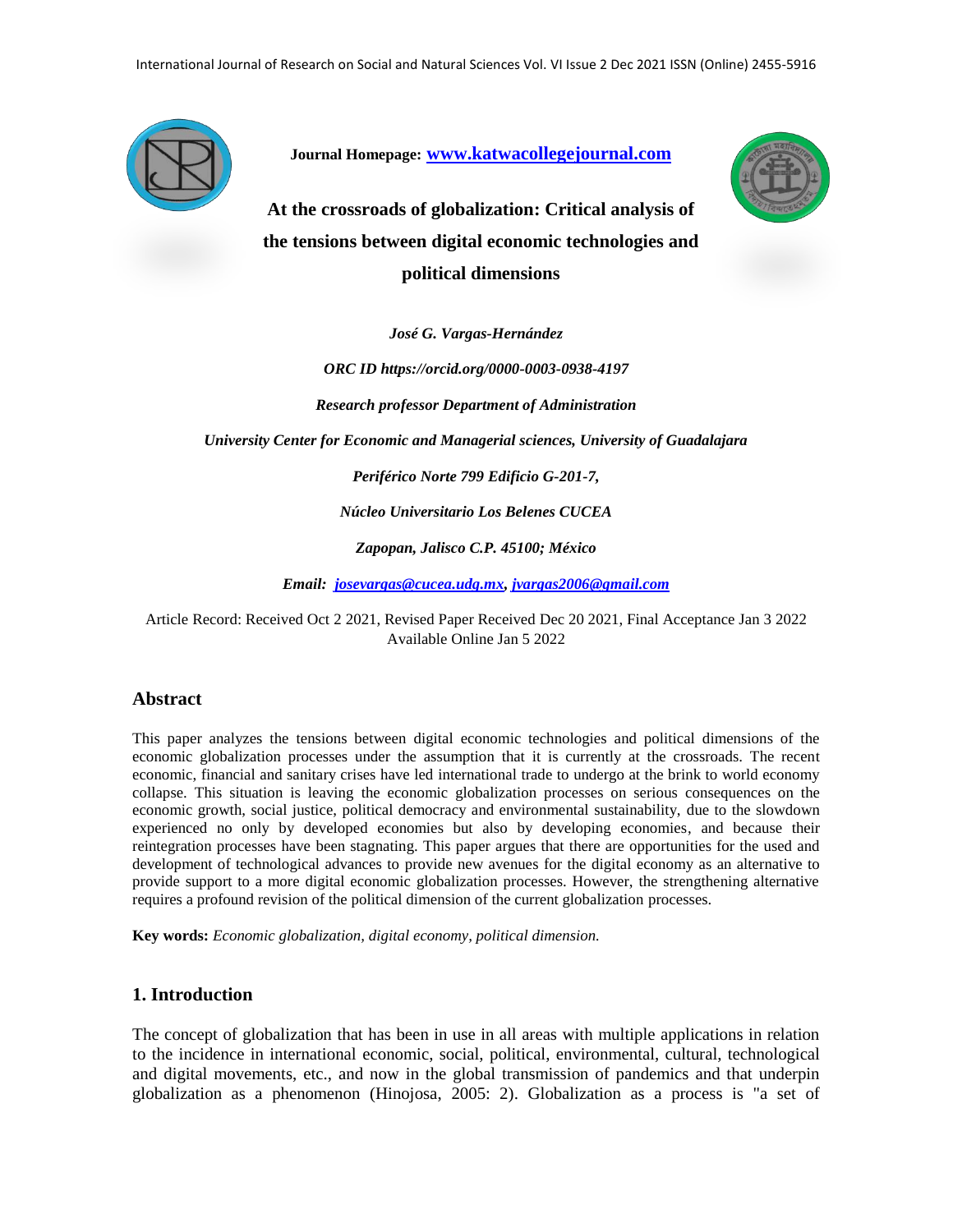Journal Homepage: www.katwacollegejournal.com

# At the crossroads of globalization: Critical analysis of the tensions between digital economic technologies and political dimensions

*José G. Vargas-Hernández*

*ORC ID https://orcid.org/0000-0003-0938-4197*

*Research professor Department of Administration*

*University Center for Economic and Managerial sciences, University of Guadalajara*

*Periférico Norte 799 Edificio G-201-7,*

*Núcleo Universitario Los Belenes CUCEA*

*Zapopan, Jalisco C.P. 45100; México*

*Email: josevargas@cucea.udg.mx, jvargas2006@gmail.com*

Article Record: Received Oct 2 2021, Revised Paper Received Dec 20 2021, Final Acceptance Jan 3 2022
Available Online Jan 5 2022

## Abstract

This paper analyzes the tensions between digital economic technologies and political dimensions of the economic globalization processes under the assumption that it is currently at the crossroads. The recent economic, financial and sanitary crises have led international trade to undergo at the brink to world economy collapse. This situation is leaving the economic globalization processes on serious consequences on the economic growth, social justice, political democracy and environmental sustainability, due to the slowdown experienced no only by developed economies but also by developing economies, and because their reintegration processes have been stagnating. This paper argues that there are opportunities for the used and development of technological advances to provide new avenues for the digital economy as an alternative to provide support to a more digital economic globalization processes. However, the strengthening alternative requires a profound revision of the political dimension of the current globalization processes.

**Key words:** *Economic globalization, digital economy, political dimension.*

## 1. Introduction

The concept of globalization that has been in use in all areas with multiple applications in relation to the incidence in international economic, social, political, environmental, cultural, technological and digital movements, etc., and now in the global transmission of pandemics and that underpin globalization as a phenomenon (Hinojosa, 2005: 2). Globalization as a process is "a set of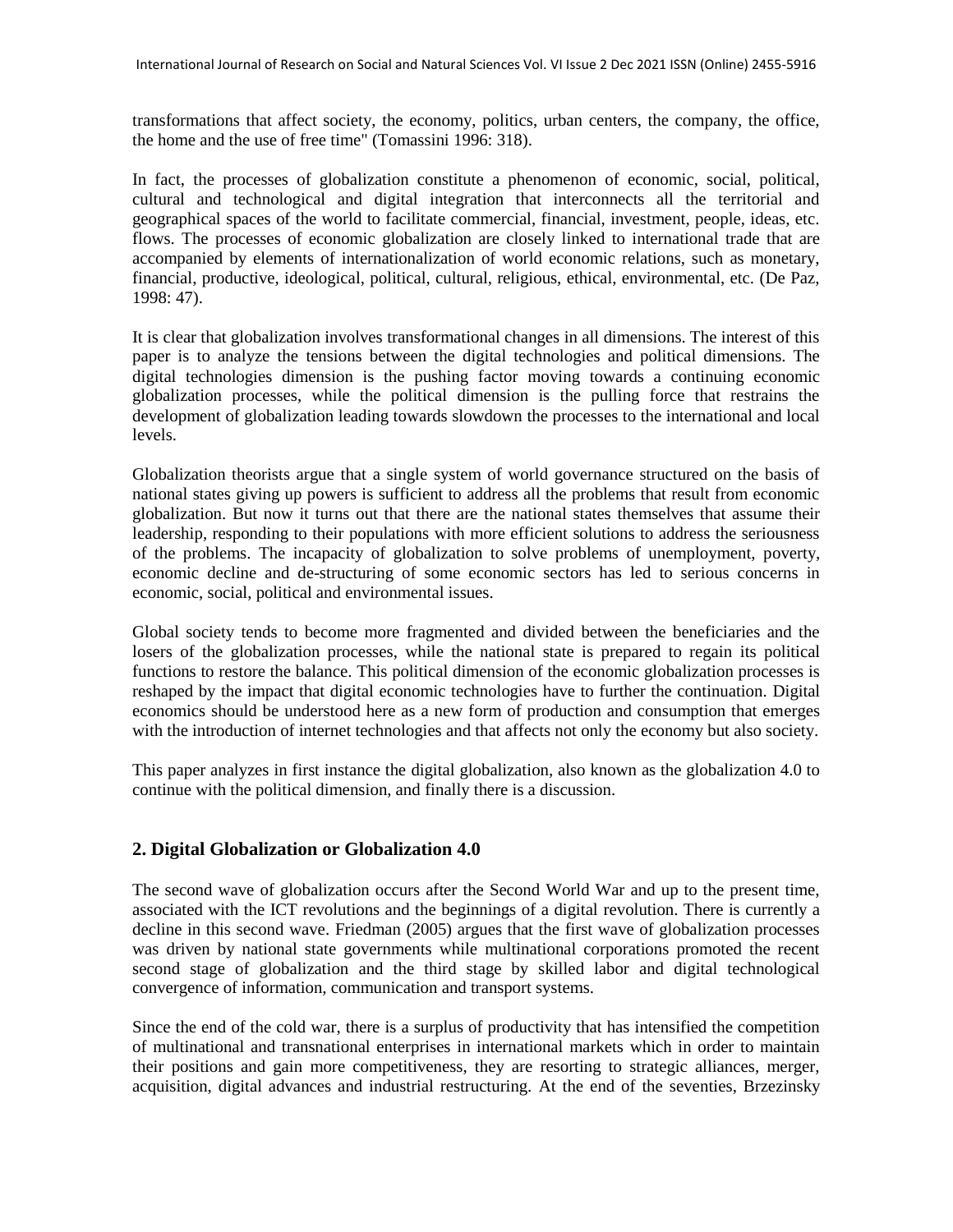transformations that affect society, the economy, politics, urban centers, the company, the office, the home and the use of free time" (Tomassini 1996: 318).

In fact, the processes of globalization constitute a phenomenon of economic, social, political, cultural and technological and digital integration that interconnects all the territorial and geographical spaces of the world to facilitate commercial, financial, investment, people, ideas, etc. flows. The processes of economic globalization are closely linked to international trade that are accompanied by elements of internationalization of world economic relations, such as monetary, financial, productive, ideological, political, cultural, religious, ethical, environmental, etc. (De Paz, 1998: 47).

It is clear that globalization involves transformational changes in all dimensions. The interest of this paper is to analyze the tensions between the digital technologies and political dimensions. The digital technologies dimension is the pushing factor moving towards a continuing economic globalization processes, while the political dimension is the pulling force that restrains the development of globalization leading towards slowdown the processes to the international and local levels.

Globalization theorists argue that a single system of world governance structured on the basis of national states giving up powers is sufficient to address all the problems that result from economic globalization. But now it turns out that there are the national states themselves that assume their leadership, responding to their populations with more efficient solutions to address the seriousness of the problems. The incapacity of globalization to solve problems of unemployment, poverty, economic decline and de-structuring of some economic sectors has led to serious concerns in economic, social, political and environmental issues.

Global society tends to become more fragmented and divided between the beneficiaries and the losers of the globalization processes, while the national state is prepared to regain its political functions to restore the balance. This political dimension of the economic globalization processes is reshaped by the impact that digital economic technologies have to further the continuation. Digital economics should be understood here as a new form of production and consumption that emerges with the introduction of internet technologies and that affects not only the economy but also society.

This paper analyzes in first instance the digital globalization, also known as the globalization 4.0 to continue with the political dimension, and finally there is a discussion.

## 2. Digital Globalization or Globalization 4.0

The second wave of globalization occurs after the Second World War and up to the present time, associated with the ICT revolutions and the beginnings of a digital revolution. There is currently a decline in this second wave. Friedman (2005) argues that the first wave of globalization processes was driven by national state governments while multinational corporations promoted the recent second stage of globalization and the third stage by skilled labor and digital technological convergence of information, communication and transport systems.

Since the end of the cold war, there is a surplus of productivity that has intensified the competition of multinational and transnational enterprises in international markets which in order to maintain their positions and gain more competitiveness, they are resorting to strategic alliances, merger, acquisition, digital advances and industrial restructuring. At the end of the seventies, Brzezinsky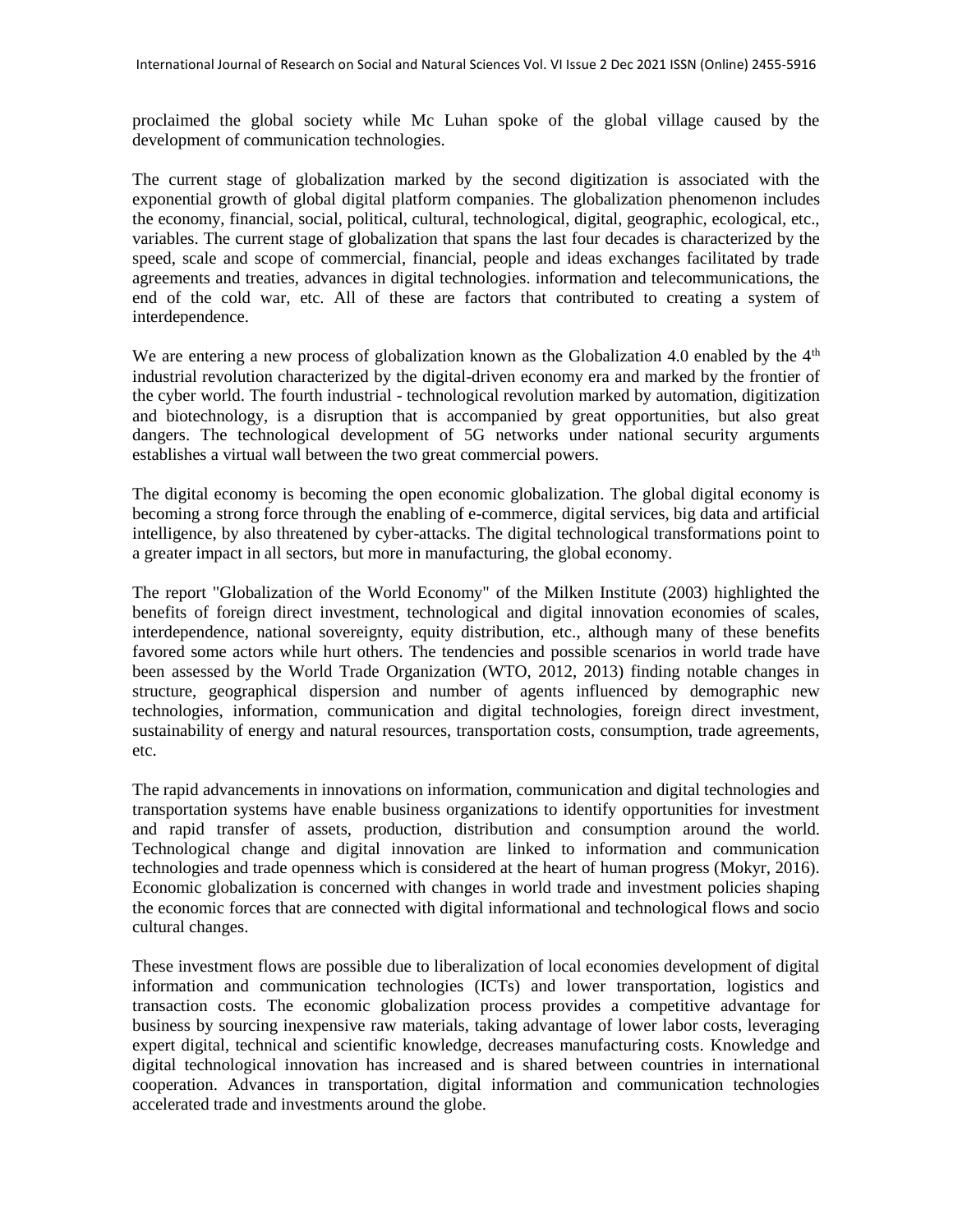proclaimed the global society while Mc Luhan spoke of the global village caused by the development of communication technologies.

The current stage of globalization marked by the second digitization is associated with the exponential growth of global digital platform companies. The globalization phenomenon includes the economy, financial, social, political, cultural, technological, digital, geographic, ecological, etc., variables. The current stage of globalization that spans the last four decades is characterized by the speed, scale and scope of commercial, financial, people and ideas exchanges facilitated by trade agreements and treaties, advances in digital technologies. information and telecommunications, the end of the cold war, etc. All of these are factors that contributed to creating a system of interdependence.

We are entering a new process of globalization known as the Globalization 4.0 enabled by the 4th industrial revolution characterized by the digital-driven economy era and marked by the frontier of the cyber world. The fourth industrial - technological revolution marked by automation, digitization and biotechnology, is a disruption that is accompanied by great opportunities, but also great dangers. The technological development of 5G networks under national security arguments establishes a virtual wall between the two great commercial powers.

The digital economy is becoming the open economic globalization. The global digital economy is becoming a strong force through the enabling of e-commerce, digital services, big data and artificial intelligence, by also threatened by cyber-attacks. The digital technological transformations point to a greater impact in all sectors, but more in manufacturing, the global economy.

The report "Globalization of the World Economy" of the Milken Institute (2003) highlighted the benefits of foreign direct investment, technological and digital innovation economies of scales, interdependence, national sovereignty, equity distribution, etc., although many of these benefits favored some actors while hurt others. The tendencies and possible scenarios in world trade have been assessed by the World Trade Organization (WTO, 2012, 2013) finding notable changes in structure, geographical dispersion and number of agents influenced by demographic new technologies, information, communication and digital technologies, foreign direct investment, sustainability of energy and natural resources, transportation costs, consumption, trade agreements, etc.

The rapid advancements in innovations on information, communication and digital technologies and transportation systems have enable business organizations to identify opportunities for investment and rapid transfer of assets, production, distribution and consumption around the world. Technological change and digital innovation are linked to information and communication technologies and trade openness which is considered at the heart of human progress (Mokyr, 2016). Economic globalization is concerned with changes in world trade and investment policies shaping the economic forces that are connected with digital informational and technological flows and socio cultural changes.

These investment flows are possible due to liberalization of local economies development of digital information and communication technologies (ICTs) and lower transportation, logistics and transaction costs. The economic globalization process provides a competitive advantage for business by sourcing inexpensive raw materials, taking advantage of lower labor costs, leveraging expert digital, technical and scientific knowledge, decreases manufacturing costs. Knowledge and digital technological innovation has increased and is shared between countries in international cooperation. Advances in transportation, digital information and communication technologies accelerated trade and investments around the globe.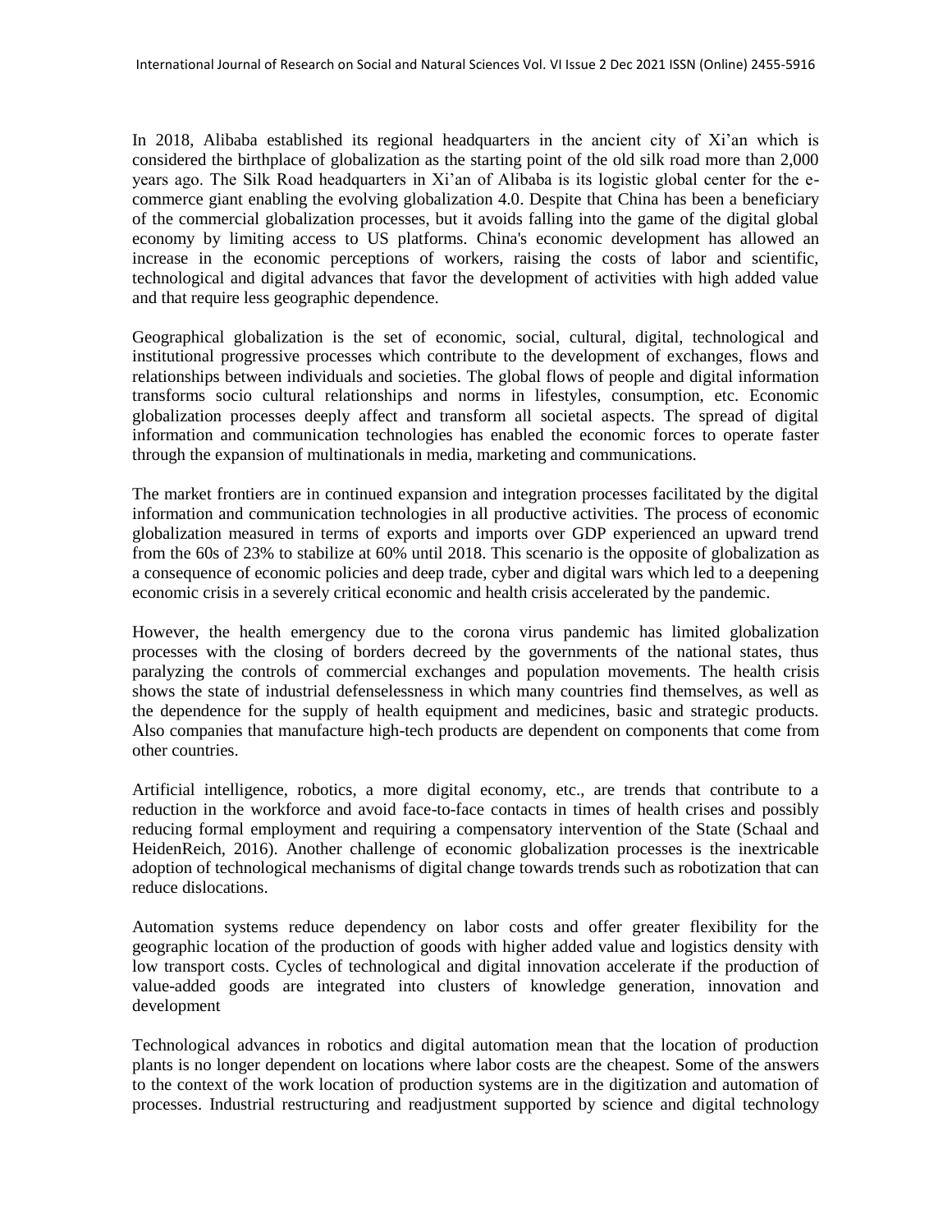In 2018, Alibaba established its regional headquarters in the ancient city of Xi'an which is considered the birthplace of globalization as the starting point of the old silk road more than 2,000 years ago. The Silk Road headquarters in Xi'an of Alibaba is its logistic global center for the e-commerce giant enabling the evolving globalization 4.0. Despite that China has been a beneficiary of the commercial globalization processes, but it avoids falling into the game of the digital global economy by limiting access to US platforms. China's economic development has allowed an increase in the economic perceptions of workers, raising the costs of labor and scientific, technological and digital advances that favor the development of activities with high added value and that require less geographic dependence.

Geographical globalization is the set of economic, social, cultural, digital, technological and institutional progressive processes which contribute to the development of exchanges, flows and relationships between individuals and societies. The global flows of people and digital information transforms socio cultural relationships and norms in lifestyles, consumption, etc. Economic globalization processes deeply affect and transform all societal aspects. The spread of digital information and communication technologies has enabled the economic forces to operate faster through the expansion of multinationals in media, marketing and communications.

The market frontiers are in continued expansion and integration processes facilitated by the digital information and communication technologies in all productive activities. The process of economic globalization measured in terms of exports and imports over GDP experienced an upward trend from the 60s of 23% to stabilize at 60% until 2018. This scenario is the opposite of globalization as a consequence of economic policies and deep trade, cyber and digital wars which led to a deepening economic crisis in a severely critical economic and health crisis accelerated by the pandemic.

However, the health emergency due to the corona virus pandemic has limited globalization processes with the closing of borders decreed by the governments of the national states, thus paralyzing the controls of commercial exchanges and population movements. The health crisis shows the state of industrial defenselessness in which many countries find themselves, as well as the dependence for the supply of health equipment and medicines, basic and strategic products. Also companies that manufacture high-tech products are dependent on components that come from other countries.

Artificial intelligence, robotics, a more digital economy, etc., are trends that contribute to a reduction in the workforce and avoid face-to-face contacts in times of health crises and possibly reducing formal employment and requiring a compensatory intervention of the State (Schaal and HeidenReich, 2016). Another challenge of economic globalization processes is the inextricable adoption of technological mechanisms of digital change towards trends such as robotization that can reduce dislocations.

Automation systems reduce dependency on labor costs and offer greater flexibility for the geographic location of the production of goods with higher added value and logistics density with low transport costs. Cycles of technological and digital innovation accelerate if the production of value-added goods are integrated into clusters of knowledge generation, innovation and development

Technological advances in robotics and digital automation mean that the location of production plants is no longer dependent on locations where labor costs are the cheapest. Some of the answers to the context of the work location of production systems are in the digitization and automation of processes. Industrial restructuring and readjustment supported by science and digital technology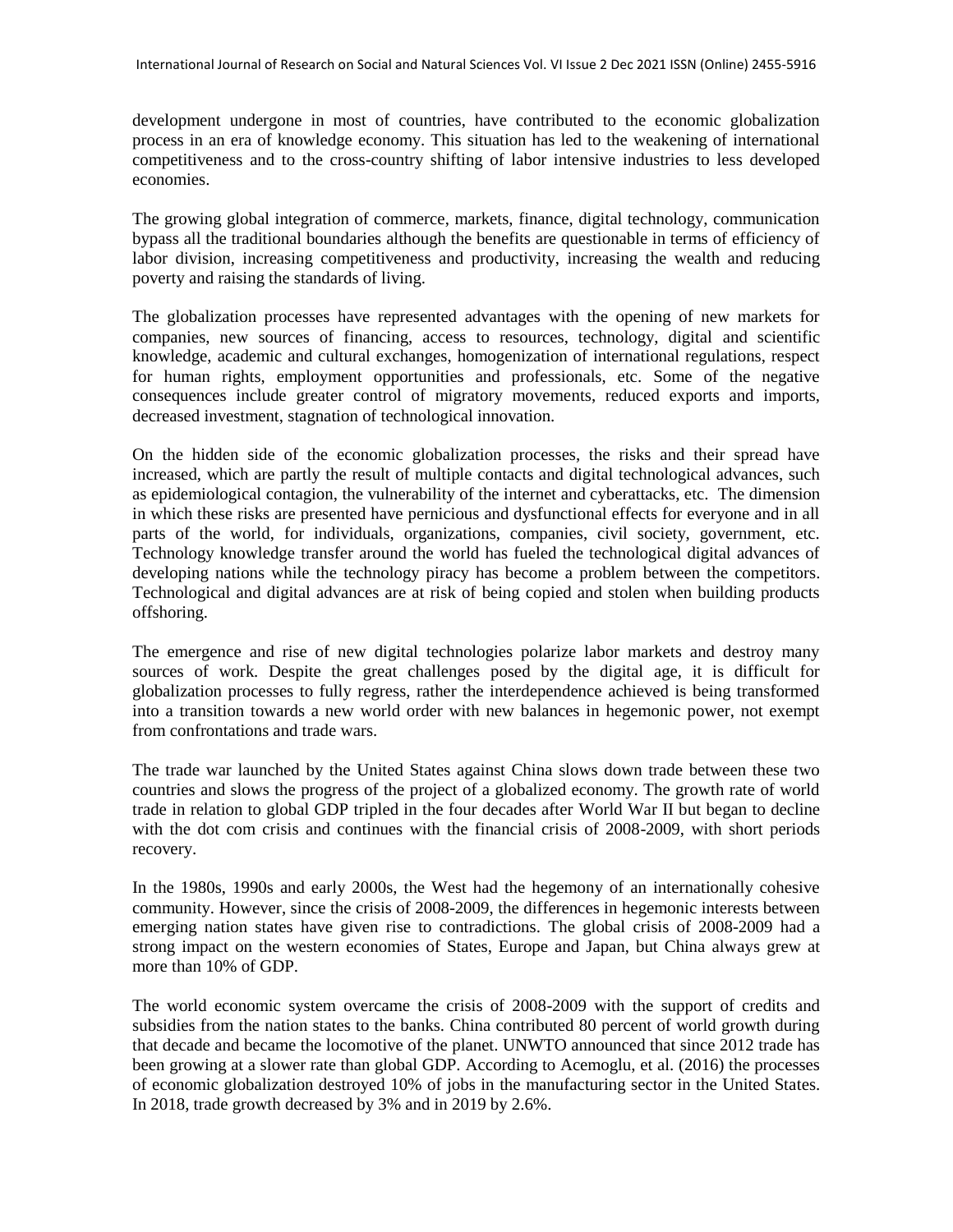development undergone in most of countries, have contributed to the economic globalization process in an era of knowledge economy. This situation has led to the weakening of international competitiveness and to the cross-country shifting of labor intensive industries to less developed economies.

The growing global integration of commerce, markets, finance, digital technology, communication bypass all the traditional boundaries although the benefits are questionable in terms of efficiency of labor division, increasing competitiveness and productivity, increasing the wealth and reducing poverty and raising the standards of living.

The globalization processes have represented advantages with the opening of new markets for companies, new sources of financing, access to resources, technology, digital and scientific knowledge, academic and cultural exchanges, homogenization of international regulations, respect for human rights, employment opportunities and professionals, etc. Some of the negative consequences include greater control of migratory movements, reduced exports and imports, decreased investment, stagnation of technological innovation.

On the hidden side of the economic globalization processes, the risks and their spread have increased, which are partly the result of multiple contacts and digital technological advances, such as epidemiological contagion, the vulnerability of the internet and cyberattacks, etc. The dimension in which these risks are presented have pernicious and dysfunctional effects for everyone and in all parts of the world, for individuals, organizations, companies, civil society, government, etc. Technology knowledge transfer around the world has fueled the technological digital advances of developing nations while the technology piracy has become a problem between the competitors. Technological and digital advances are at risk of being copied and stolen when building products offshoring.

The emergence and rise of new digital technologies polarize labor markets and destroy many sources of work. Despite the great challenges posed by the digital age, it is difficult for globalization processes to fully regress, rather the interdependence achieved is being transformed into a transition towards a new world order with new balances in hegemonic power, not exempt from confrontations and trade wars.

The trade war launched by the United States against China slows down trade between these two countries and slows the progress of the project of a globalized economy. The growth rate of world trade in relation to global GDP tripled in the four decades after World War II but began to decline with the dot com crisis and continues with the financial crisis of 2008-2009, with short periods recovery.

In the 1980s, 1990s and early 2000s, the West had the hegemony of an internationally cohesive community. However, since the crisis of 2008-2009, the differences in hegemonic interests between emerging nation states have given rise to contradictions. The global crisis of 2008-2009 had a strong impact on the western economies of States, Europe and Japan, but China always grew at more than 10% of GDP.

The world economic system overcame the crisis of 2008-2009 with the support of credits and subsidies from the nation states to the banks. China contributed 80 percent of world growth during that decade and became the locomotive of the planet. UNWTO announced that since 2012 trade has been growing at a slower rate than global GDP. According to Acemoglu, et al. (2016) the processes of economic globalization destroyed 10% of jobs in the manufacturing sector in the United States. In 2018, trade growth decreased by 3% and in 2019 by 2.6%.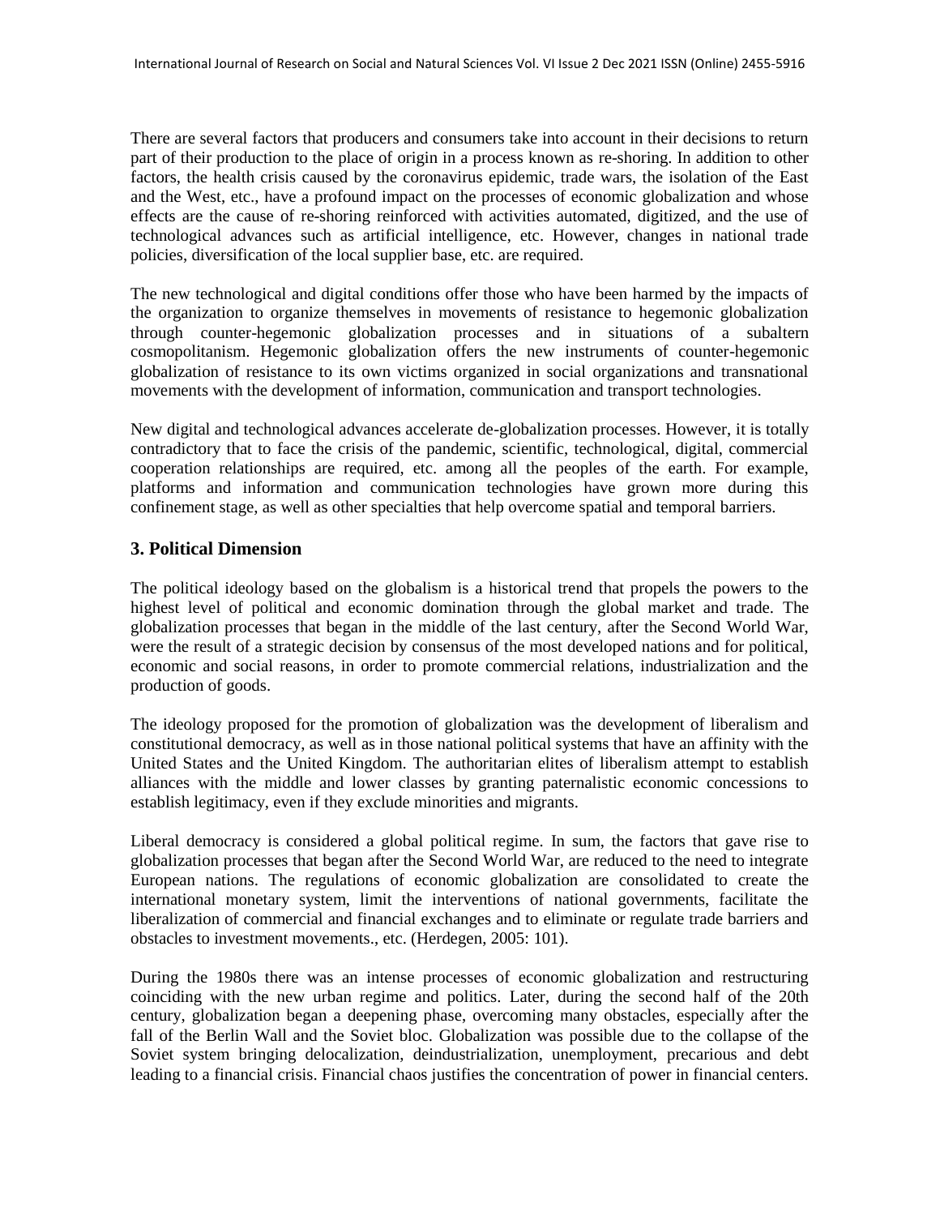There are several factors that producers and consumers take into account in their decisions to return part of their production to the place of origin in a process known as re-shoring. In addition to other factors, the health crisis caused by the coronavirus epidemic, trade wars, the isolation of the East and the West, etc., have a profound impact on the processes of economic globalization and whose effects are the cause of re-shoring reinforced with activities automated, digitized, and the use of technological advances such as artificial intelligence, etc. However, changes in national trade policies, diversification of the local supplier base, etc. are required.

The new technological and digital conditions offer those who have been harmed by the impacts of the organization to organize themselves in movements of resistance to hegemonic globalization through counter-hegemonic globalization processes and in situations of a subaltern cosmopolitanism. Hegemonic globalization offers the new instruments of counter-hegemonic globalization of resistance to its own victims organized in social organizations and transnational movements with the development of information, communication and transport technologies.

New digital and technological advances accelerate de-globalization processes. However, it is totally contradictory that to face the crisis of the pandemic, scientific, technological, digital, commercial cooperation relationships are required, etc. among all the peoples of the earth. For example, platforms and information and communication technologies have grown more during this confinement stage, as well as other specialties that help overcome spatial and temporal barriers.

## 3. Political Dimension

The political ideology based on the globalism is a historical trend that propels the powers to the highest level of political and economic domination through the global market and trade. The globalization processes that began in the middle of the last century, after the Second World War, were the result of a strategic decision by consensus of the most developed nations and for political, economic and social reasons, in order to promote commercial relations, industrialization and the production of goods.

The ideology proposed for the promotion of globalization was the development of liberalism and constitutional democracy, as well as in those national political systems that have an affinity with the United States and the United Kingdom. The authoritarian elites of liberalism attempt to establish alliances with the middle and lower classes by granting paternalistic economic concessions to establish legitimacy, even if they exclude minorities and migrants.

Liberal democracy is considered a global political regime. In sum, the factors that gave rise to globalization processes that began after the Second World War, are reduced to the need to integrate European nations. The regulations of economic globalization are consolidated to create the international monetary system, limit the interventions of national governments, facilitate the liberalization of commercial and financial exchanges and to eliminate or regulate trade barriers and obstacles to investment movements., etc. (Herdegen, 2005: 101).

During the 1980s there was an intense processes of economic globalization and restructuring coinciding with the new urban regime and politics. Later, during the second half of the 20th century, globalization began a deepening phase, overcoming many obstacles, especially after the fall of the Berlin Wall and the Soviet bloc. Globalization was possible due to the collapse of the Soviet system bringing delocalization, deindustrialization, unemployment, precarious and debt leading to a financial crisis. Financial chaos justifies the concentration of power in financial centers.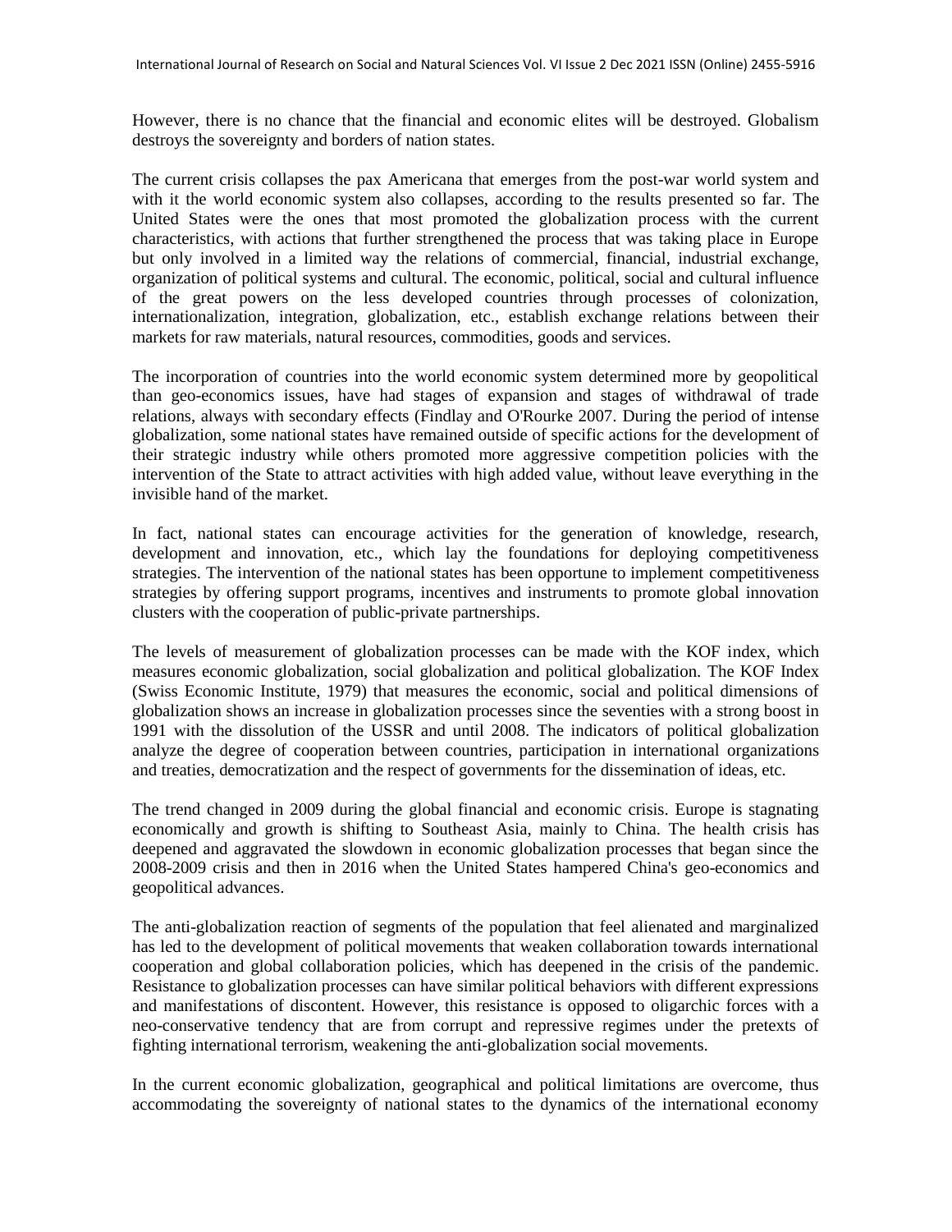However, there is no chance that the financial and economic elites will be destroyed. Globalism destroys the sovereignty and borders of nation states.

The current crisis collapses the pax Americana that emerges from the post-war world system and with it the world economic system also collapses, according to the results presented so far. The United States were the ones that most promoted the globalization process with the current characteristics, with actions that further strengthened the process that was taking place in Europe but only involved in a limited way the relations of commercial, financial, industrial exchange, organization of political systems and cultural. The economic, political, social and cultural influence of the great powers on the less developed countries through processes of colonization, internationalization, integration, globalization, etc., establish exchange relations between their markets for raw materials, natural resources, commodities, goods and services.

The incorporation of countries into the world economic system determined more by geopolitical than geo-economics issues, have had stages of expansion and stages of withdrawal of trade relations, always with secondary effects (Findlay and O'Rourke 2007. During the period of intense globalization, some national states have remained outside of specific actions for the development of their strategic industry while others promoted more aggressive competition policies with the intervention of the State to attract activities with high added value, without leave everything in the invisible hand of the market.

In fact, national states can encourage activities for the generation of knowledge, research, development and innovation, etc., which lay the foundations for deploying competitiveness strategies. The intervention of the national states has been opportune to implement competitiveness strategies by offering support programs, incentives and instruments to promote global innovation clusters with the cooperation of public-private partnerships.

The levels of measurement of globalization processes can be made with the KOF index, which measures economic globalization, social globalization and political globalization. The KOF Index (Swiss Economic Institute, 1979) that measures the economic, social and political dimensions of globalization shows an increase in globalization processes since the seventies with a strong boost in 1991 with the dissolution of the USSR and until 2008. The indicators of political globalization analyze the degree of cooperation between countries, participation in international organizations and treaties, democratization and the respect of governments for the dissemination of ideas, etc.

The trend changed in 2009 during the global financial and economic crisis. Europe is stagnating economically and growth is shifting to Southeast Asia, mainly to China. The health crisis has deepened and aggravated the slowdown in economic globalization processes that began since the 2008-2009 crisis and then in 2016 when the United States hampered China's geo-economics and geopolitical advances.

The anti-globalization reaction of segments of the population that feel alienated and marginalized has led to the development of political movements that weaken collaboration towards international cooperation and global collaboration policies, which has deepened in the crisis of the pandemic. Resistance to globalization processes can have similar political behaviors with different expressions and manifestations of discontent. However, this resistance is opposed to oligarchic forces with a neo-conservative tendency that are from corrupt and repressive regimes under the pretexts of fighting international terrorism, weakening the anti-globalization social movements.

In the current economic globalization, geographical and political limitations are overcome, thus accommodating the sovereignty of national states to the dynamics of the international economy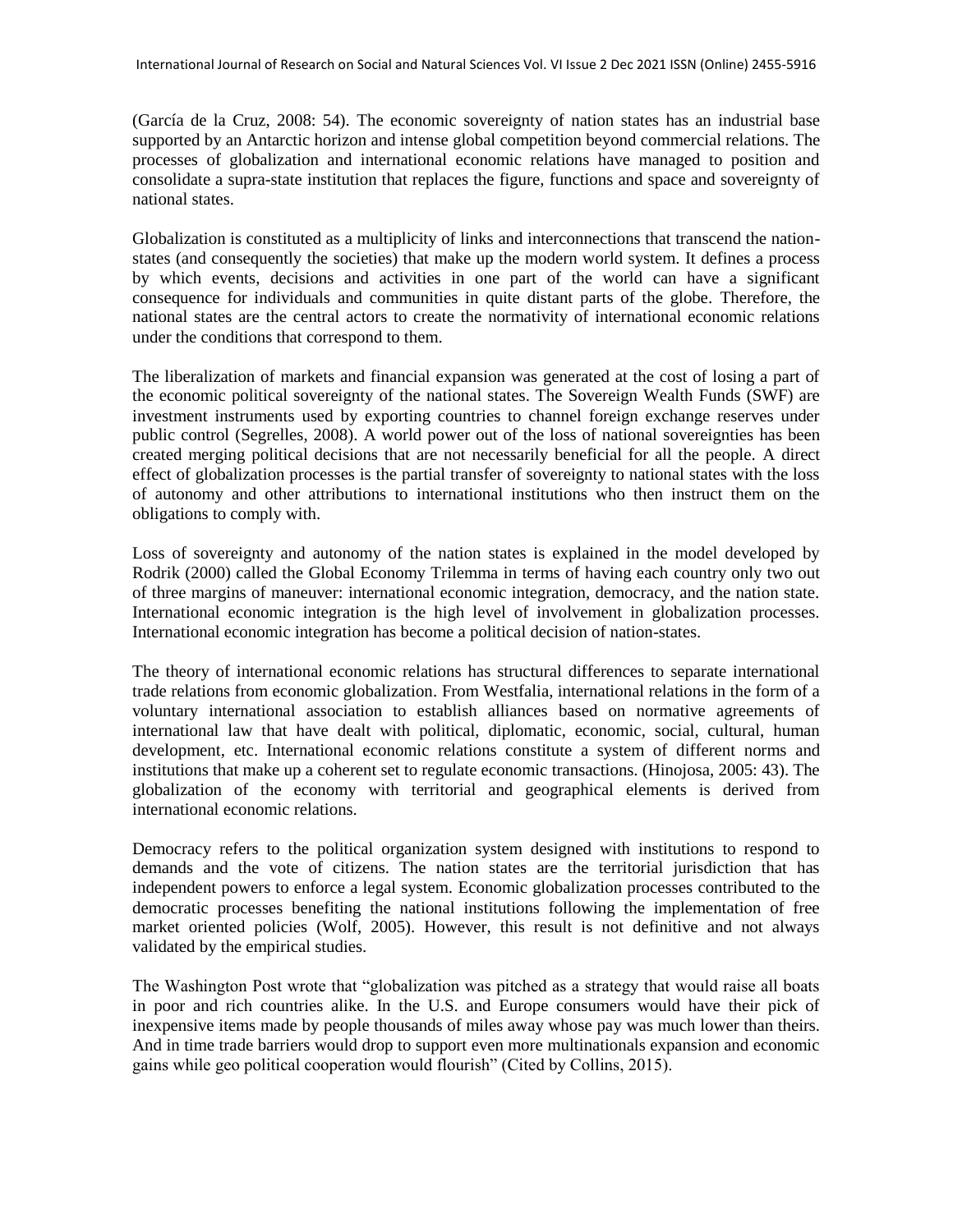(García de la Cruz, 2008: 54). The economic sovereignty of nation states has an industrial base supported by an Antarctic horizon and intense global competition beyond commercial relations. The processes of globalization and international economic relations have managed to position and consolidate a supra-state institution that replaces the figure, functions and space and sovereignty of national states.

Globalization is constituted as a multiplicity of links and interconnections that transcend the nation-states (and consequently the societies) that make up the modern world system. It defines a process by which events, decisions and activities in one part of the world can have a significant consequence for individuals and communities in quite distant parts of the globe. Therefore, the national states are the central actors to create the normativity of international economic relations under the conditions that correspond to them.

The liberalization of markets and financial expansion was generated at the cost of losing a part of the economic political sovereignty of the national states. The Sovereign Wealth Funds (SWF) are investment instruments used by exporting countries to channel foreign exchange reserves under public control (Segrelles, 2008). A world power out of the loss of national sovereignties has been created merging political decisions that are not necessarily beneficial for all the people. A direct effect of globalization processes is the partial transfer of sovereignty to national states with the loss of autonomy and other attributions to international institutions who then instruct them on the obligations to comply with.

Loss of sovereignty and autonomy of the nation states is explained in the model developed by Rodrik (2000) called the Global Economy Trilemma in terms of having each country only two out of three margins of maneuver: international economic integration, democracy, and the nation state. International economic integration is the high level of involvement in globalization processes. International economic integration has become a political decision of nation-states.

The theory of international economic relations has structural differences to separate international trade relations from economic globalization. From Westfalia, international relations in the form of a voluntary international association to establish alliances based on normative agreements of international law that have dealt with political, diplomatic, economic, social, cultural, human development, etc. International economic relations constitute a system of different norms and institutions that make up a coherent set to regulate economic transactions. (Hinojosa, 2005: 43). The globalization of the economy with territorial and geographical elements is derived from international economic relations.

Democracy refers to the political organization system designed with institutions to respond to demands and the vote of citizens. The nation states are the territorial jurisdiction that has independent powers to enforce a legal system. Economic globalization processes contributed to the democratic processes benefiting the national institutions following the implementation of free market oriented policies (Wolf, 2005). However, this result is not definitive and not always validated by the empirical studies.

The Washington Post wrote that "globalization was pitched as a strategy that would raise all boats in poor and rich countries alike. In the U.S. and Europe consumers would have their pick of inexpensive items made by people thousands of miles away whose pay was much lower than theirs. And in time trade barriers would drop to support even more multinationals expansion and economic gains while geo political cooperation would flourish" (Cited by Collins, 2015).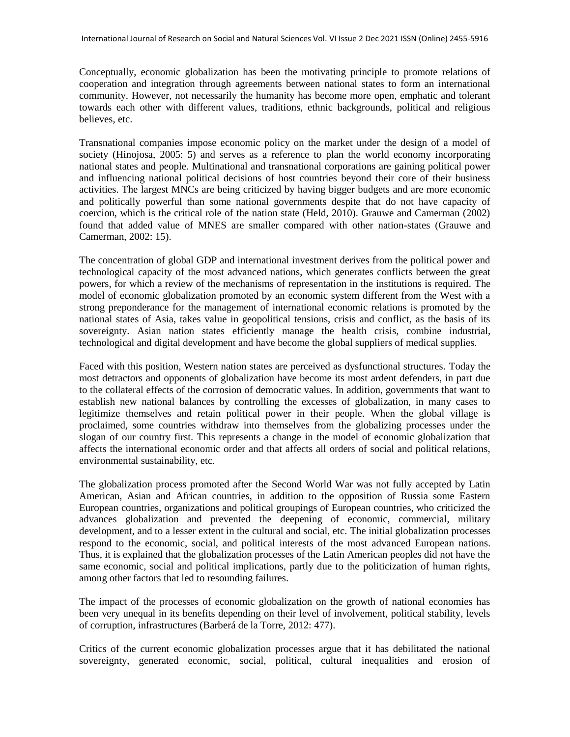Conceptually, economic globalization has been the motivating principle to promote relations of cooperation and integration through agreements between national states to form an international community. However, not necessarily the humanity has become more open, emphatic and tolerant towards each other with different values, traditions, ethnic backgrounds, political and religious believes, etc.

Transnational companies impose economic policy on the market under the design of a model of society (Hinojosa, 2005: 5) and serves as a reference to plan the world economy incorporating national states and people. Multinational and transnational corporations are gaining political power and influencing national political decisions of host countries beyond their core of their business activities. The largest MNCs are being criticized by having bigger budgets and are more economic and politically powerful than some national governments despite that do not have capacity of coercion, which is the critical role of the nation state (Held, 2010). Grauwe and Camerman (2002) found that added value of MNES are smaller compared with other nation-states (Grauwe and Camerman, 2002: 15).

The concentration of global GDP and international investment derives from the political power and technological capacity of the most advanced nations, which generates conflicts between the great powers, for which a review of the mechanisms of representation in the institutions is required. The model of economic globalization promoted by an economic system different from the West with a strong preponderance for the management of international economic relations is promoted by the national states of Asia, takes value in geopolitical tensions, crisis and conflict, as the basis of its sovereignty. Asian nation states efficiently manage the health crisis, combine industrial, technological and digital development and have become the global suppliers of medical supplies.

Faced with this position, Western nation states are perceived as dysfunctional structures. Today the most detractors and opponents of globalization have become its most ardent defenders, in part due to the collateral effects of the corrosion of democratic values. In addition, governments that want to establish new national balances by controlling the excesses of globalization, in many cases to legitimize themselves and retain political power in their people. When the global village is proclaimed, some countries withdraw into themselves from the globalizing processes under the slogan of our country first. This represents a change in the model of economic globalization that affects the international economic order and that affects all orders of social and political relations, environmental sustainability, etc.

The globalization process promoted after the Second World War was not fully accepted by Latin American, Asian and African countries, in addition to the opposition of Russia some Eastern European countries, organizations and political groupings of European countries, who criticized the advances globalization and prevented the deepening of economic, commercial, military development, and to a lesser extent in the cultural and social, etc. The initial globalization processes respond to the economic, social, and political interests of the most advanced European nations. Thus, it is explained that the globalization processes of the Latin American peoples did not have the same economic, social and political implications, partly due to the politicization of human rights, among other factors that led to resounding failures.

The impact of the processes of economic globalization on the growth of national economies has been very unequal in its benefits depending on their level of involvement, political stability, levels of corruption, infrastructures (Barberá de la Torre, 2012: 477).

Critics of the current economic globalization processes argue that it has debilitated the national sovereignty, generated economic, social, political, cultural inequalities and erosion of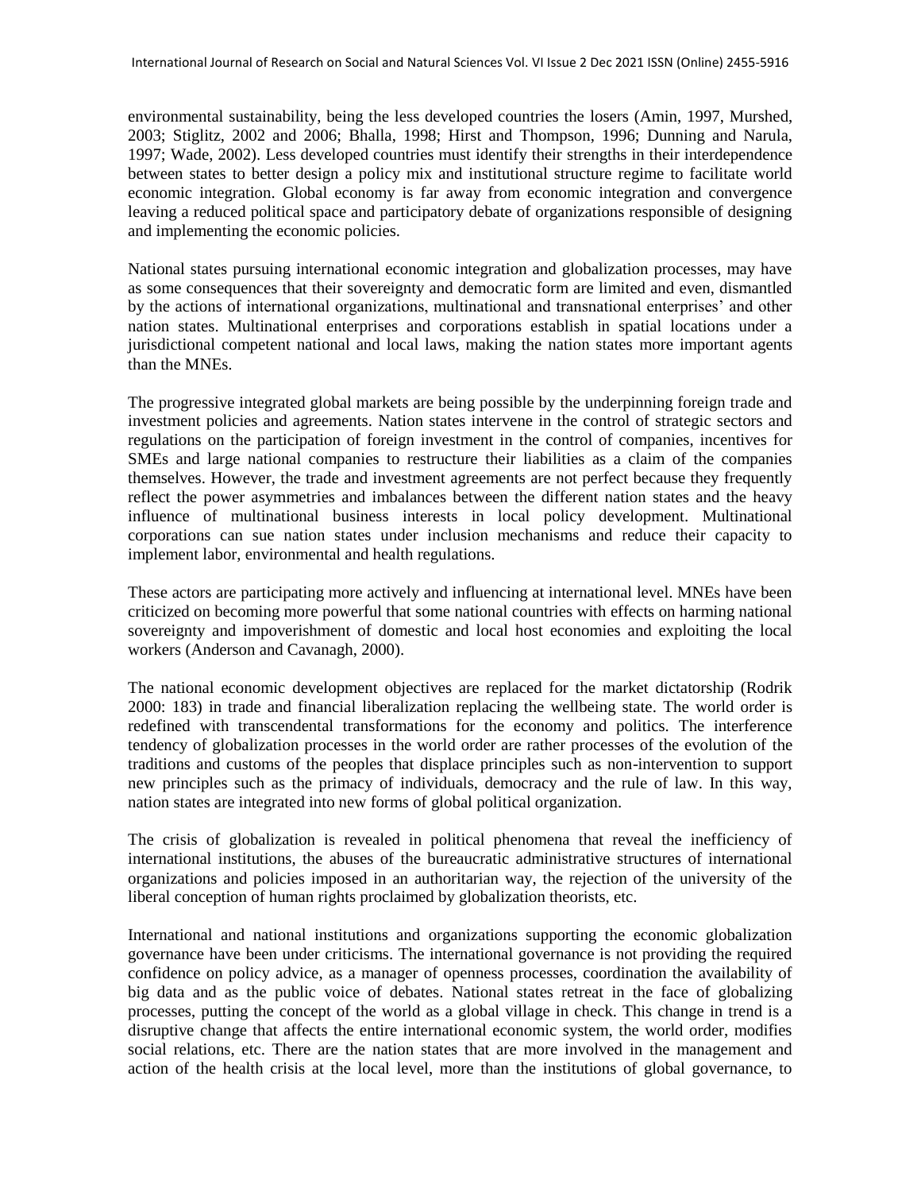environmental sustainability, being the less developed countries the losers (Amin, 1997, Murshed, 2003; Stiglitz, 2002 and 2006; Bhalla, 1998; Hirst and Thompson, 1996; Dunning and Narula, 1997; Wade, 2002). Less developed countries must identify their strengths in their interdependence between states to better design a policy mix and institutional structure regime to facilitate world economic integration. Global economy is far away from economic integration and convergence leaving a reduced political space and participatory debate of organizations responsible of designing and implementing the economic policies.

National states pursuing international economic integration and globalization processes, may have as some consequences that their sovereignty and democratic form are limited and even, dismantled by the actions of international organizations, multinational and transnational enterprises' and other nation states. Multinational enterprises and corporations establish in spatial locations under a jurisdictional competent national and local laws, making the nation states more important agents than the MNEs.

The progressive integrated global markets are being possible by the underpinning foreign trade and investment policies and agreements. Nation states intervene in the control of strategic sectors and regulations on the participation of foreign investment in the control of companies, incentives for SMEs and large national companies to restructure their liabilities as a claim of the companies themselves. However, the trade and investment agreements are not perfect because they frequently reflect the power asymmetries and imbalances between the different nation states and the heavy influence of multinational business interests in local policy development. Multinational corporations can sue nation states under inclusion mechanisms and reduce their capacity to implement labor, environmental and health regulations.

These actors are participating more actively and influencing at international level. MNEs have been criticized on becoming more powerful that some national countries with effects on harming national sovereignty and impoverishment of domestic and local host economies and exploiting the local workers (Anderson and Cavanagh, 2000).

The national economic development objectives are replaced for the market dictatorship (Rodrik 2000: 183) in trade and financial liberalization replacing the wellbeing state. The world order is redefined with transcendental transformations for the economy and politics. The interference tendency of globalization processes in the world order are rather processes of the evolution of the traditions and customs of the peoples that displace principles such as non-intervention to support new principles such as the primacy of individuals, democracy and the rule of law. In this way, nation states are integrated into new forms of global political organization.

The crisis of globalization is revealed in political phenomena that reveal the inefficiency of international institutions, the abuses of the bureaucratic administrative structures of international organizations and policies imposed in an authoritarian way, the rejection of the university of the liberal conception of human rights proclaimed by globalization theorists, etc.

International and national institutions and organizations supporting the economic globalization governance have been under criticisms. The international governance is not providing the required confidence on policy advice, as a manager of openness processes, coordination the availability of big data and as the public voice of debates. National states retreat in the face of globalizing processes, putting the concept of the world as a global village in check. This change in trend is a disruptive change that affects the entire international economic system, the world order, modifies social relations, etc. There are the nation states that are more involved in the management and action of the health crisis at the local level, more than the institutions of global governance, to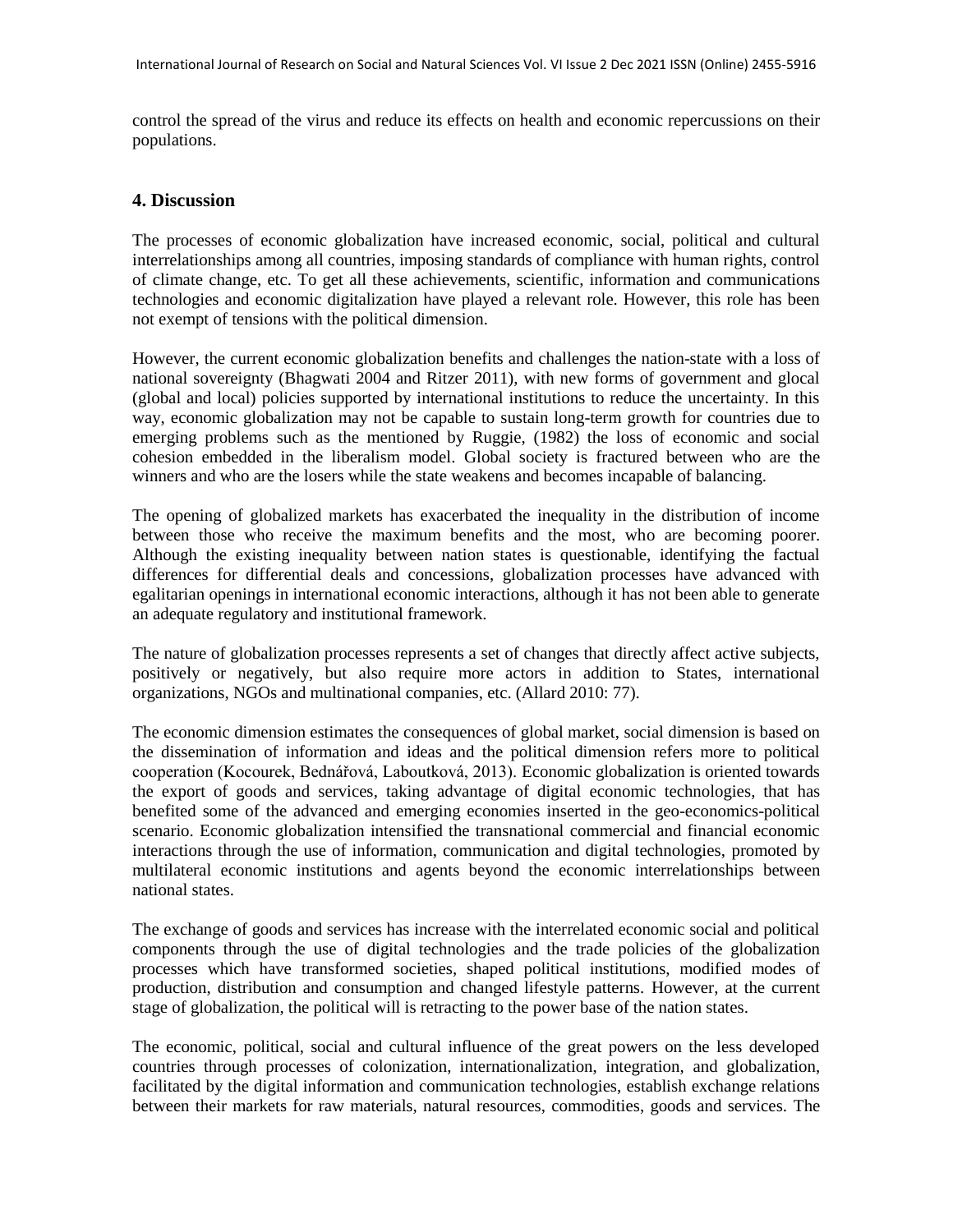control the spread of the virus and reduce its effects on health and economic repercussions on their populations.

## 4. Discussion

The processes of economic globalization have increased economic, social, political and cultural interrelationships among all countries, imposing standards of compliance with human rights, control of climate change, etc. To get all these achievements, scientific, information and communications technologies and economic digitalization have played a relevant role. However, this role has been not exempt of tensions with the political dimension.

However, the current economic globalization benefits and challenges the nation-state with a loss of national sovereignty (Bhagwati 2004 and Ritzer 2011), with new forms of government and glocal (global and local) policies supported by international institutions to reduce the uncertainty. In this way, economic globalization may not be capable to sustain long-term growth for countries due to emerging problems such as the mentioned by Ruggie, (1982) the loss of economic and social cohesion embedded in the liberalism model. Global society is fractured between who are the winners and who are the losers while the state weakens and becomes incapable of balancing.

The opening of globalized markets has exacerbated the inequality in the distribution of income between those who receive the maximum benefits and the most, who are becoming poorer. Although the existing inequality between nation states is questionable, identifying the factual differences for differential deals and concessions, globalization processes have advanced with egalitarian openings in international economic interactions, although it has not been able to generate an adequate regulatory and institutional framework.

The nature of globalization processes represents a set of changes that directly affect active subjects, positively or negatively, but also require more actors in addition to States, international organizations, NGOs and multinational companies, etc. (Allard 2010: 77).

The economic dimension estimates the consequences of global market, social dimension is based on the dissemination of information and ideas and the political dimension refers more to political cooperation (Kocourek, Bednářová, Laboutková, 2013). Economic globalization is oriented towards the export of goods and services, taking advantage of digital economic technologies, that has benefited some of the advanced and emerging economies inserted in the geo-economics-political scenario. Economic globalization intensified the transnational commercial and financial economic interactions through the use of information, communication and digital technologies, promoted by multilateral economic institutions and agents beyond the economic interrelationships between national states.

The exchange of goods and services has increase with the interrelated economic social and political components through the use of digital technologies and the trade policies of the globalization processes which have transformed societies, shaped political institutions, modified modes of production, distribution and consumption and changed lifestyle patterns. However, at the current stage of globalization, the political will is retracting to the power base of the nation states.

The economic, political, social and cultural influence of the great powers on the less developed countries through processes of colonization, internationalization, integration, and globalization, facilitated by the digital information and communication technologies, establish exchange relations between their markets for raw materials, natural resources, commodities, goods and services. The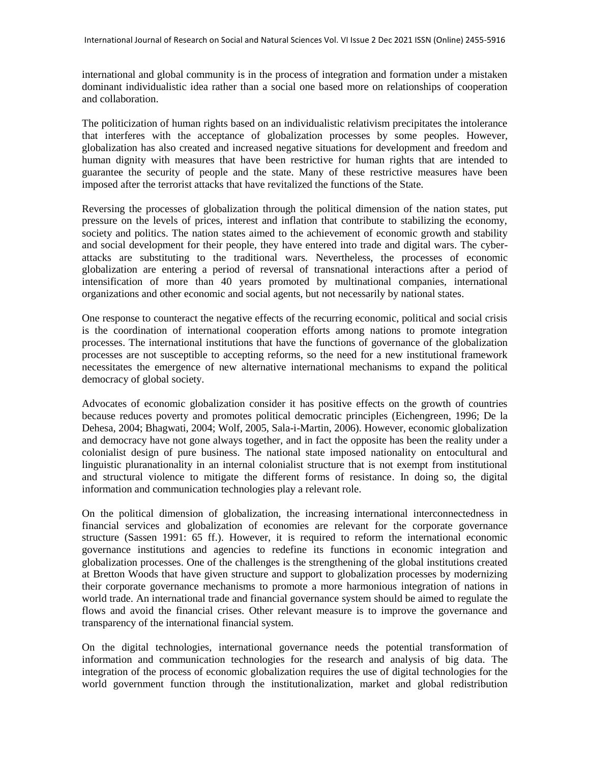international and global community is in the process of integration and formation under a mistaken dominant individualistic idea rather than a social one based more on relationships of cooperation and collaboration.

The politicization of human rights based on an individualistic relativism precipitates the intolerance that interferes with the acceptance of globalization processes by some peoples. However, globalization has also created and increased negative situations for development and freedom and human dignity with measures that have been restrictive for human rights that are intended to guarantee the security of people and the state. Many of these restrictive measures have been imposed after the terrorist attacks that have revitalized the functions of the State.

Reversing the processes of globalization through the political dimension of the nation states, put pressure on the levels of prices, interest and inflation that contribute to stabilizing the economy, society and politics. The nation states aimed to the achievement of economic growth and stability and social development for their people, they have entered into trade and digital wars. The cyber-attacks are substituting to the traditional wars. Nevertheless, the processes of economic globalization are entering a period of reversal of transnational interactions after a period of intensification of more than 40 years promoted by multinational companies, international organizations and other economic and social agents, but not necessarily by national states.

One response to counteract the negative effects of the recurring economic, political and social crisis is the coordination of international cooperation efforts among nations to promote integration processes. The international institutions that have the functions of governance of the globalization processes are not susceptible to accepting reforms, so the need for a new institutional framework necessitates the emergence of new alternative international mechanisms to expand the political democracy of global society.

Advocates of economic globalization consider it has positive effects on the growth of countries because reduces poverty and promotes political democratic principles (Eichengreen, 1996; De la Dehesa, 2004; Bhagwati, 2004; Wolf, 2005, Sala-i-Martin, 2006). However, economic globalization and democracy have not gone always together, and in fact the opposite has been the reality under a colonialist design of pure business. The national state imposed nationality on entocultural and linguistic pluranationality in an internal colonialist structure that is not exempt from institutional and structural violence to mitigate the different forms of resistance. In doing so, the digital information and communication technologies play a relevant role.

On the political dimension of globalization, the increasing international interconnectedness in financial services and globalization of economies are relevant for the corporate governance structure (Sassen 1991: 65 ff.). However, it is required to reform the international economic governance institutions and agencies to redefine its functions in economic integration and globalization processes. One of the challenges is the strengthening of the global institutions created at Bretton Woods that have given structure and support to globalization processes by modernizing their corporate governance mechanisms to promote a more harmonious integration of nations in world trade. An international trade and financial governance system should be aimed to regulate the flows and avoid the financial crises. Other relevant measure is to improve the governance and transparency of the international financial system.

On the digital technologies, international governance needs the potential transformation of information and communication technologies for the research and analysis of big data. The integration of the process of economic globalization requires the use of digital technologies for the world government function through the institutionalization, market and global redistribution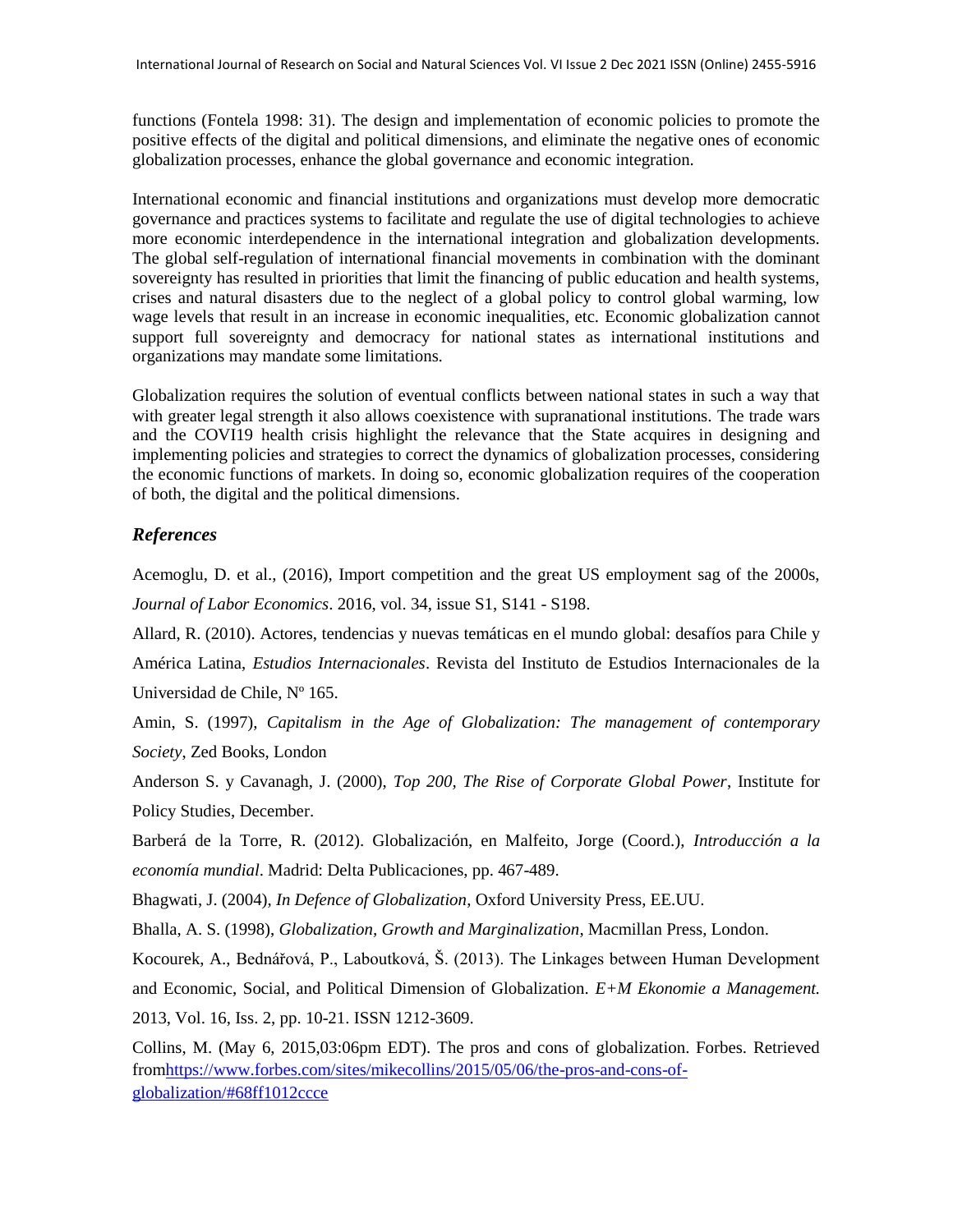functions (Fontela 1998: 31). The design and implementation of economic policies to promote the positive effects of the digital and political dimensions, and eliminate the negative ones of economic globalization processes, enhance the global governance and economic integration.

International economic and financial institutions and organizations must develop more democratic governance and practices systems to facilitate and regulate the use of digital technologies to achieve more economic interdependence in the international integration and globalization developments. The global self-regulation of international financial movements in combination with the dominant sovereignty has resulted in priorities that limit the financing of public education and health systems, crises and natural disasters due to the neglect of a global policy to control global warming, low wage levels that result in an increase in economic inequalities, etc. Economic globalization cannot support full sovereignty and democracy for national states as international institutions and organizations may mandate some limitations.

Globalization requires the solution of eventual conflicts between national states in such a way that with greater legal strength it also allows coexistence with supranational institutions. The trade wars and the COVI19 health crisis highlight the relevance that the State acquires in designing and implementing policies and strategies to correct the dynamics of globalization processes, considering the economic functions of markets. In doing so, economic globalization requires of the cooperation of both, the digital and the political dimensions.

## *References*

Acemoglu, D. et al., (2016), Import competition and the great US employment sag of the 2000s, *Journal of Labor Economics*. 2016, vol. 34, issue S1, S141 - S198.

Allard, R. (2010). Actores, tendencias y nuevas temáticas en el mundo global: desafíos para Chile y América Latina, *Estudios Internacionales*. Revista del Instituto de Estudios Internacionales de la Universidad de Chile, Nº 165.

Amin, S. (1997), *Capitalism in the Age of Globalization: The management of contemporary Society*, Zed Books, London

Anderson S. y Cavanagh, J. (2000), *Top 200, The Rise of Corporate Global Power*, Institute for Policy Studies, December.

Barberá de la Torre, R. (2012). Globalización, en Malfeito, Jorge (Coord.), *Introducción a la economía mundial*. Madrid: Delta Publicaciones, pp. 467-489.

Bhagwati, J. (2004), *In Defence of Globalization*, Oxford University Press, EE.UU.

Bhalla, A. S. (1998), *Globalization, Growth and Marginalization*, Macmillan Press, London.

Kocourek, A., Bednářová, P., Laboutková, Š. (2013). The Linkages between Human Development and Economic, Social, and Political Dimension of Globalization. *E+M Ekonomie a Management.* 2013, Vol. 16, Iss. 2, pp. 10-21. ISSN 1212-3609.

Collins, M. (May 6, 2015,03:06pm EDT). The pros and cons of globalization. Forbes. Retrieved from[https://www.forbes.com/sites/mikecollins/2015/05/06/the-pros-and-cons-of-globalization/#68ff1012ccce](https://www.forbes.com/sites/mikecollins/2015/05/06/the-pros-and-cons-of-globalization/#68ff1012ccce)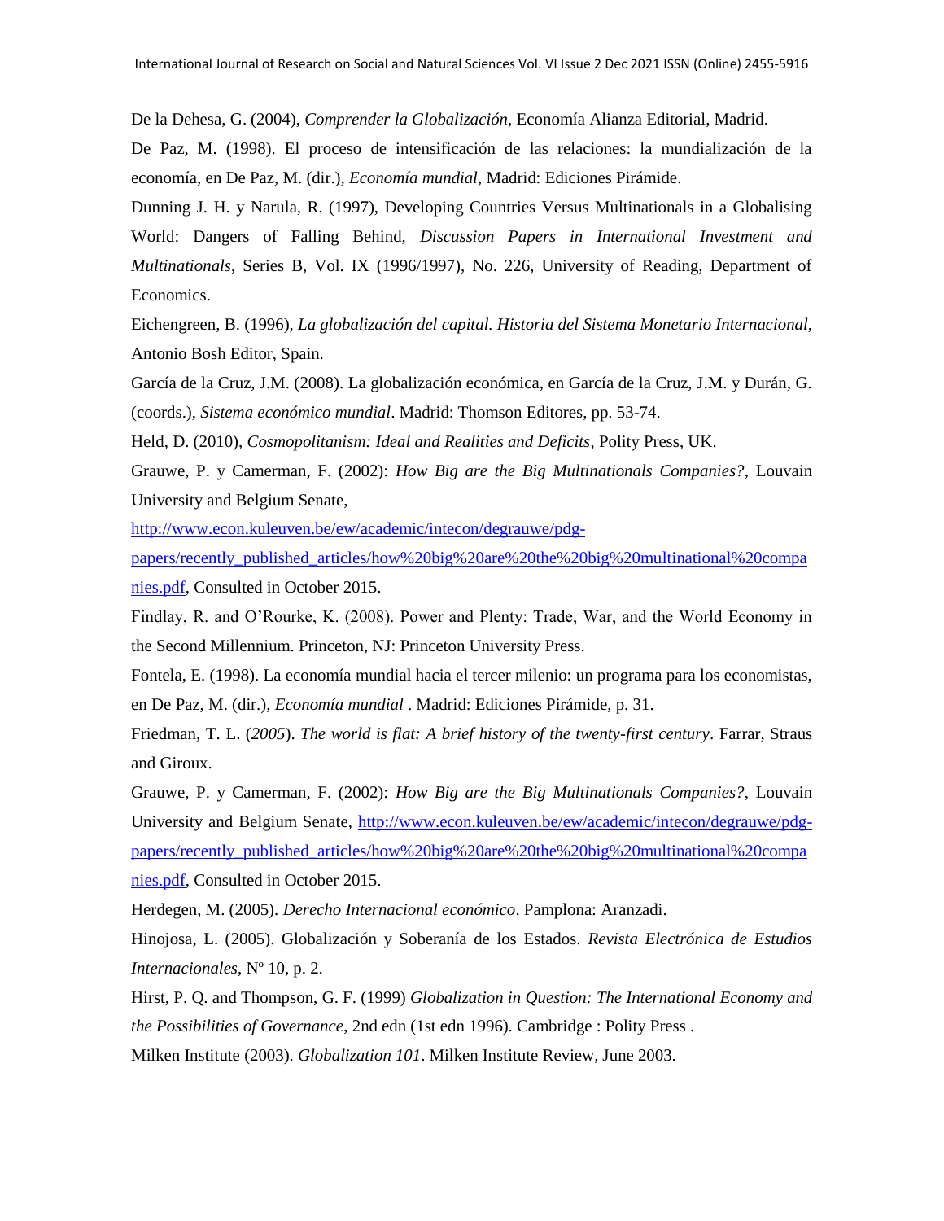De la Dehesa, G. (2004), *Comprender la Globalización*, Economía Alianza Editorial, Madrid.

De Paz, M. (1998). El proceso de intensificación de las relaciones: la mundialización de la economía, en De Paz, M. (dir.), *Economía mundial*, Madrid: Ediciones Pirámide.

Dunning J. H. y Narula, R. (1997), Developing Countries Versus Multinationals in a Globalising World: Dangers of Falling Behind, *Discussion Papers in International Investment and Multinationals*, Series B, Vol. IX (1996/1997), No. 226, University of Reading, Department of Economics.

Eichengreen, B. (1996), *La globalización del capital. Historia del Sistema Monetario Internacional*, Antonio Bosh Editor, Spain.

García de la Cruz, J.M. (2008). La globalización económica, en García de la Cruz, J.M. y Durán, G. (coords.), *Sistema económico mundial*. Madrid: Thomson Editores, pp. 53-74.

Held, D. (2010), *Cosmopolitanism: Ideal and Realities and Deficits*, Polity Press, UK.

Grauwe, P. y Camerman, F. (2002): *How Big are the Big Multinationals Companies?*, Louvain University and Belgium Senate, http://www.econ.kuleuven.be/ew/academic/intecon/degrauwe/pdg-papers/recently_published_articles/how%20big%20are%20the%20big%20multinational%20companies.pdf, Consulted in October 2015.

Findlay, R. and O'Rourke, K. (2008). Power and Plenty: Trade, War, and the World Economy in the Second Millennium. Princeton, NJ: Princeton University Press.

Fontela, E. (1998). La economía mundial hacia el tercer milenio: un programa para los economistas, en De Paz, M. (dir.), *Economía mundial* . Madrid: Ediciones Pirámide, p. 31.

Friedman, T. L. (*2005*). *The world is flat: A brief history of the twenty-first century*. Farrar, Straus and Giroux.

Grauwe, P. y Camerman, F. (2002): *How Big are the Big Multinationals Companies?*, Louvain University and Belgium Senate, http://www.econ.kuleuven.be/ew/academic/intecon/degrauwe/pdg-papers/recently_published_articles/how%20big%20are%20the%20big%20multinational%20companies.pdf, Consulted in October 2015.

Herdegen, M. (2005). *Derecho Internacional económico*. Pamplona: Aranzadi.

Hinojosa, L. (2005). Globalización y Soberanía de los Estados. *Revista Electrónica de Estudios Internacionales*, Nº 10, p. 2.

Hirst, P. Q. and Thompson, G. F. (1999) *Globalization in Question: The International Economy and the Possibilities of Governance*, 2nd edn (1st edn 1996). Cambridge : Polity Press .

Milken Institute (2003). *Globalization 101*. Milken Institute Review, June 2003.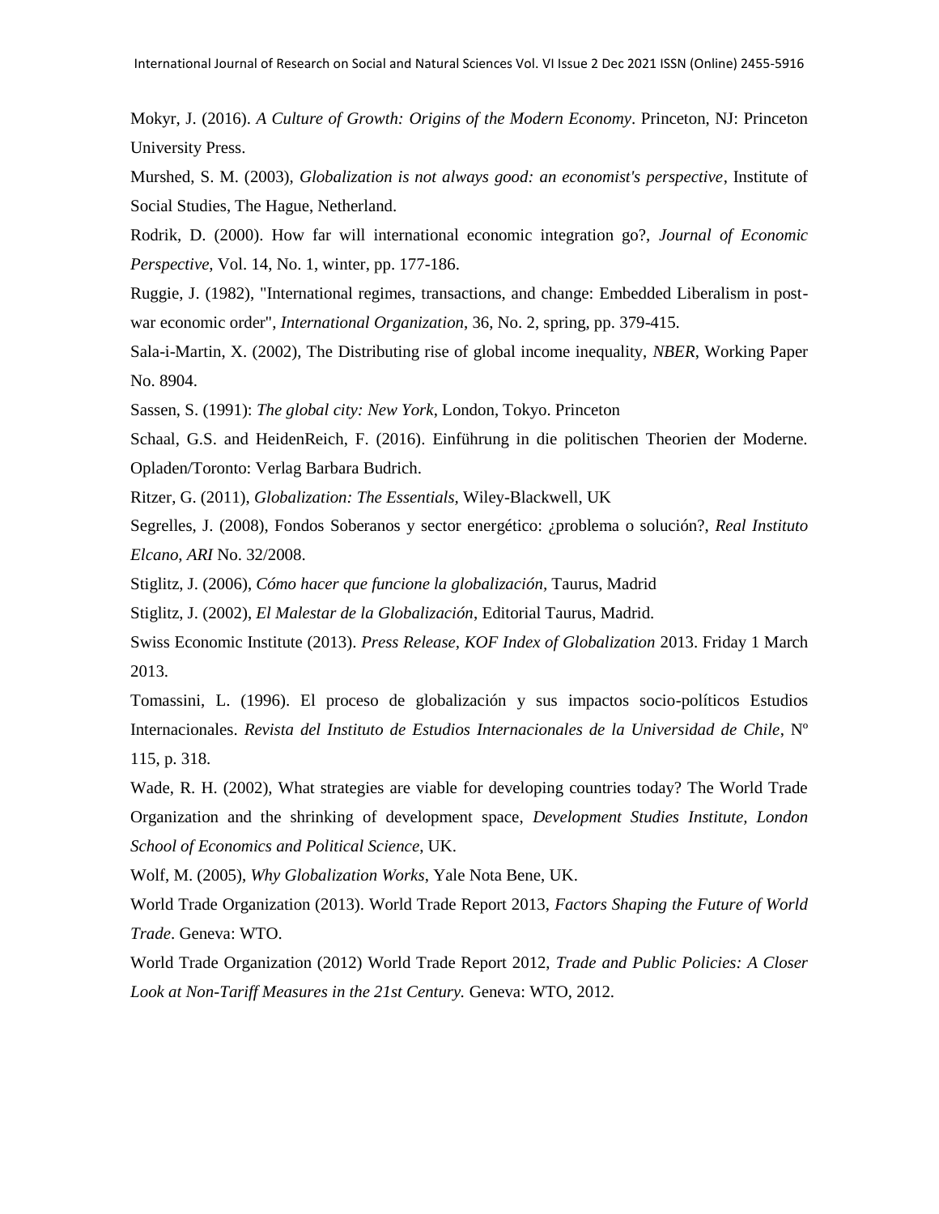Mokyr, J. (2016). *A Culture of Growth: Origins of the Modern Economy*. Princeton, NJ: Princeton University Press.

Murshed, S. M. (2003), *Globalization is not always good: an economist's perspective*, Institute of Social Studies, The Hague, Netherland.

Rodrik, D. (2000). How far will international economic integration go?, *Journal of Economic Perspective*, Vol. 14, No. 1, winter, pp. 177-186.

Ruggie, J. (1982), "International regimes, transactions, and change: Embedded Liberalism in post-war economic order", *International Organization*, 36, No. 2, spring, pp. 379-415.

Sala-i-Martin, X. (2002), The Distributing rise of global income inequality, *NBER*, Working Paper No. 8904.

Sassen, S. (1991): *The global city: New York*, London, Tokyo. Princeton

Schaal, G.S. and HeidenReich, F. (2016). Einführung in die politischen Theorien der Moderne. Opladen/Toronto: Verlag Barbara Budrich.

Ritzer, G. (2011), *Globalization: The Essentials*, Wiley-Blackwell, UK

Segrelles, J. (2008), Fondos Soberanos y sector energético: ¿problema o solución?, *Real Instituto Elcano, ARI* No. 32/2008.

Stiglitz, J. (2006), *Cómo hacer que funcione la globalización*, Taurus, Madrid

Stiglitz, J. (2002), *El Malestar de la Globalización*, Editorial Taurus, Madrid.

Swiss Economic Institute (2013). *Press Release, KOF Index of Globalization* 2013. Friday 1 March 2013.

Tomassini, L. (1996). El proceso de globalización y sus impactos socio-políticos Estudios Internacionales. *Revista del Instituto de Estudios Internacionales de la Universidad de Chile*, Nº 115, p. 318.

Wade, R. H. (2002), What strategies are viable for developing countries today? The World Trade Organization and the shrinking of development space, *Development Studies Institute, London School of Economics and Political Science*, UK.

Wolf, M. (2005), *Why Globalization Works*, Yale Nota Bene, UK.

World Trade Organization (2013). World Trade Report 2013, *Factors Shaping the Future of World Trade*. Geneva: WTO.

World Trade Organization (2012) World Trade Report 2012, *Trade and Public Policies: A Closer Look at Non-Tariff Measures in the 21st Century.* Geneva: WTO, 2012.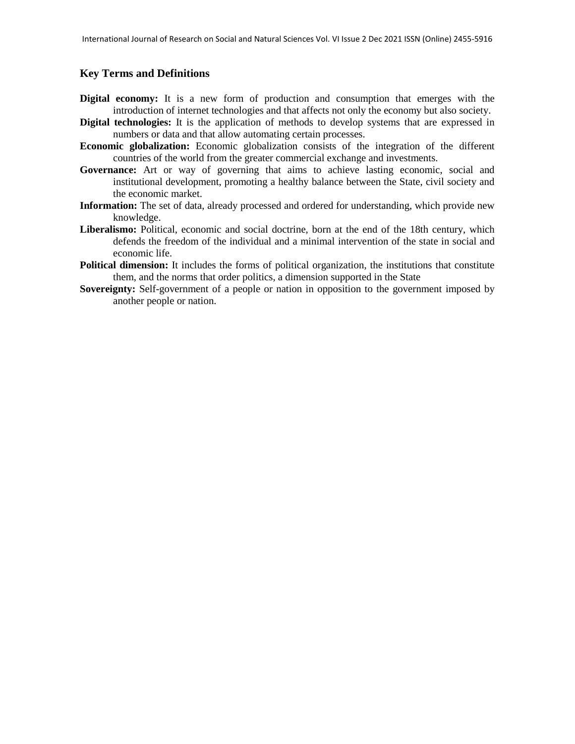## Key Terms and Definitions

**Digital economy:** It is a new form of production and consumption that emerges with the introduction of internet technologies and that affects not only the economy but also society.

**Digital technologies:** It is the application of methods to develop systems that are expressed in numbers or data and that allow automating certain processes.

**Economic globalization:** Economic globalization consists of the integration of the different countries of the world from the greater commercial exchange and investments.

**Governance:** Art or way of governing that aims to achieve lasting economic, social and institutional development, promoting a healthy balance between the State, civil society and the economic market.

**Information:** The set of data, already processed and ordered for understanding, which provide new knowledge.

**Liberalismo:** Political, economic and social doctrine, born at the end of the 18th century, which defends the freedom of the individual and a minimal intervention of the state in social and economic life.

**Political dimension:** It includes the forms of political organization, the institutions that constitute them, and the norms that order politics, a dimension supported in the State

**Sovereignty:** Self-government of a people or nation in opposition to the government imposed by another people or nation.